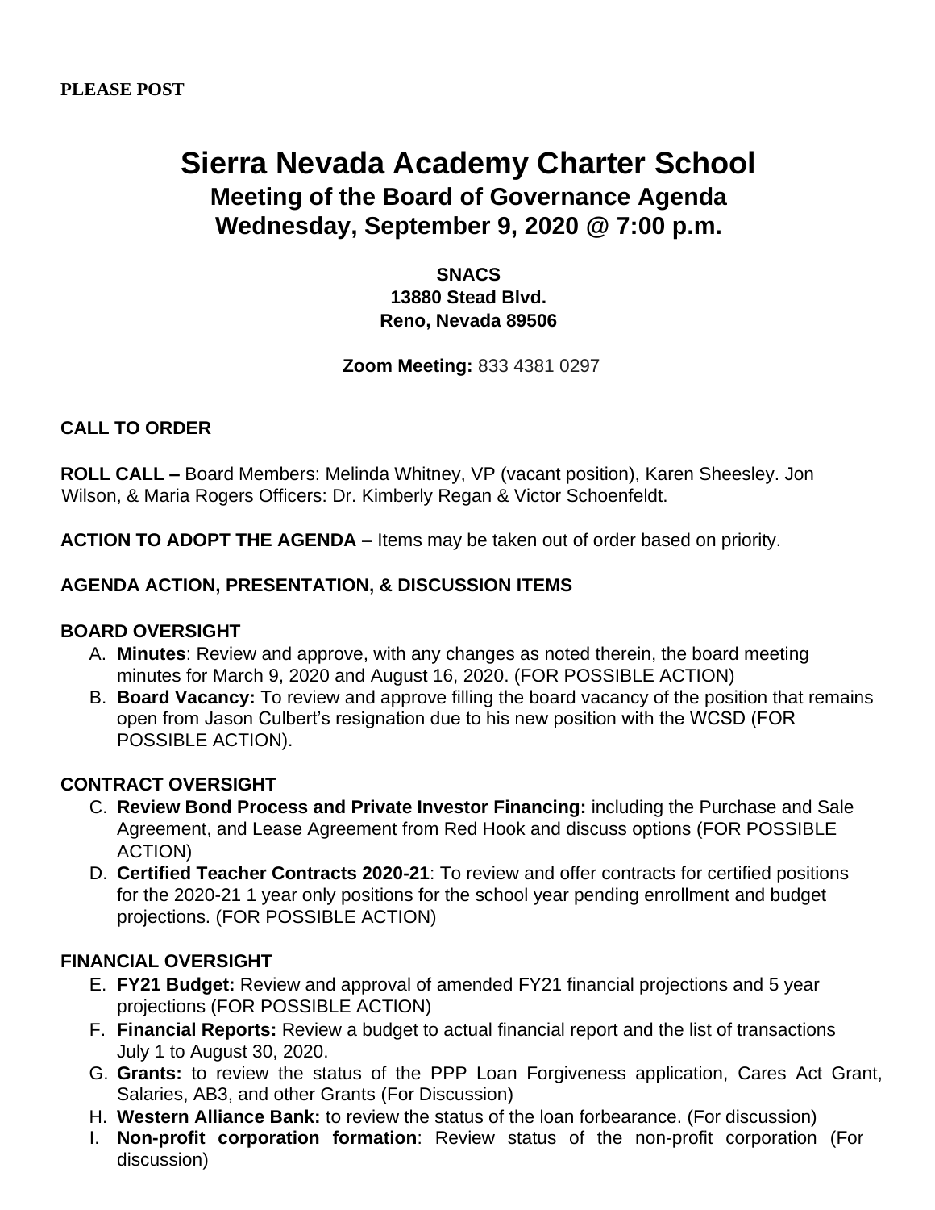**PLEASE POST**

# Sierra Nevada Academy Charter School

## Meeting of the Board of Governance Agenda
## Wednesday, September 9, 2020 @ 7:00 p.m.

**SNACS**
**13880 Stead Blvd.**
**Reno, Nevada 89506**

**Zoom Meeting:** 833 4381 0297

**CALL TO ORDER**

**ROLL CALL –** Board Members: Melinda Whitney, VP (vacant position), Karen Sheesley. Jon Wilson, & Maria Rogers Officers: Dr. Kimberly Regan & Victor Schoenfeldt.

**ACTION TO ADOPT THE AGENDA** – Items may be taken out of order based on priority.

**AGENDA ACTION, PRESENTATION, & DISCUSSION ITEMS**

**BOARD OVERSIGHT**

A. **Minutes**: Review and approve, with any changes as noted therein, the board meeting minutes for March 9, 2020 and August 16, 2020. (FOR POSSIBLE ACTION)
B. **Board Vacancy:** To review and approve filling the board vacancy of the position that remains open from Jason Culbert's resignation due to his new position with the WCSD (FOR POSSIBLE ACTION).

**CONTRACT OVERSIGHT**

C. **Review Bond Process and Private Investor Financing:** including the Purchase and Sale Agreement, and Lease Agreement from Red Hook and discuss options (FOR POSSIBLE ACTION)
D. **Certified Teacher Contracts 2020-21**: To review and offer contracts for certified positions for the 2020-21 1 year only positions for the school year pending enrollment and budget projections. (FOR POSSIBLE ACTION)

**FINANCIAL OVERSIGHT**

E. **FY21 Budget:** Review and approval of amended FY21 financial projections and 5 year projections (FOR POSSIBLE ACTION)
F. **Financial Reports:** Review a budget to actual financial report and the list of transactions July 1 to August 30, 2020.
G. **Grants:** to review the status of the PPP Loan Forgiveness application, Cares Act Grant, Salaries, AB3, and other Grants (For Discussion)
H. **Western Alliance Bank:** to review the status of the loan forbearance. (For discussion)
I. **Non-profit corporation formation**: Review status of the non-profit corporation (For discussion)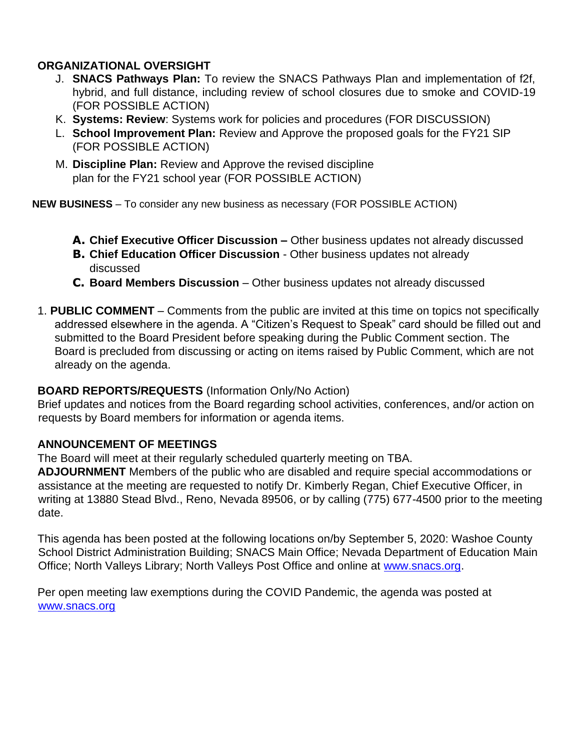**ORGANIZATIONAL OVERSIGHT**

J. **SNACS Pathways Plan:** To review the SNACS Pathways Plan and implementation of f2f, hybrid, and full distance, including review of school closures due to smoke and COVID-19 (FOR POSSIBLE ACTION)

K. **Systems: Review**: Systems work for policies and procedures (FOR DISCUSSION)

L. **School Improvement Plan:** Review and Approve the proposed goals for the FY21 SIP (FOR POSSIBLE ACTION)

M. **Discipline Plan:** Review and Approve the revised discipline plan for the FY21 school year (FOR POSSIBLE ACTION)

**NEW BUSINESS** – To consider any new business as necessary (FOR POSSIBLE ACTION)

A. **Chief Executive Officer Discussion –** Other business updates not already discussed

B. **Chief Education Officer Discussion** - Other business updates not already discussed

C. **Board Members Discussion** – Other business updates not already discussed

1. **PUBLIC COMMENT** – Comments from the public are invited at this time on topics not specifically addressed elsewhere in the agenda. A "Citizen's Request to Speak" card should be filled out and submitted to the Board President before speaking during the Public Comment section. The Board is precluded from discussing or acting on items raised by Public Comment, which are not already on the agenda.

**BOARD REPORTS/REQUESTS** (Information Only/No Action)
Brief updates and notices from the Board regarding school activities, conferences, and/or action on requests by Board members for information or agenda items.

**ANNOUNCEMENT OF MEETINGS**
The Board will meet at their regularly scheduled quarterly meeting on TBA.
**ADJOURNMENT** Members of the public who are disabled and require special accommodations or assistance at the meeting are requested to notify Dr. Kimberly Regan, Chief Executive Officer, in writing at 13880 Stead Blvd., Reno, Nevada 89506, or by calling (775) 677-4500 prior to the meeting date.

This agenda has been posted at the following locations on/by September 5, 2020: Washoe County School District Administration Building; SNACS Main Office; Nevada Department of Education Main Office; North Valleys Library; North Valleys Post Office and online at www.snacs.org.

Per open meeting law exemptions during the COVID Pandemic, the agenda was posted at www.snacs.org